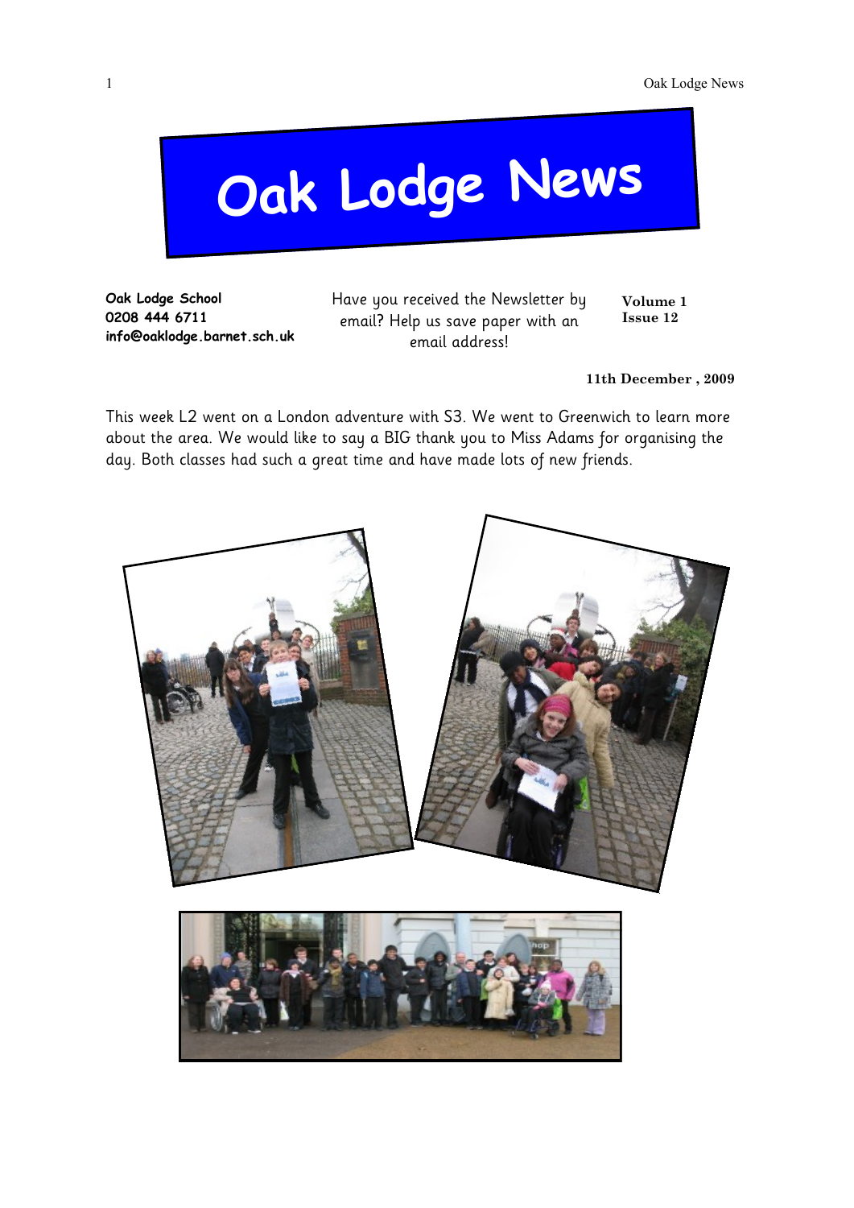# Oak Lodge News

**Oak Lodge School**
**0208 444 6711**
**info@oaklodge.barnet.sch.uk**

Have you received the Newsletter by email? Help us save paper with an email address!

**Volume 1**
**Issue 12**

**11th December , 2009**

This week L2 went on a London adventure with S3. We went to Greenwich to learn more about the area. We would like to say a BIG thank you to Miss Adams for organising the day. Both classes had such a great time and have made lots of new friends.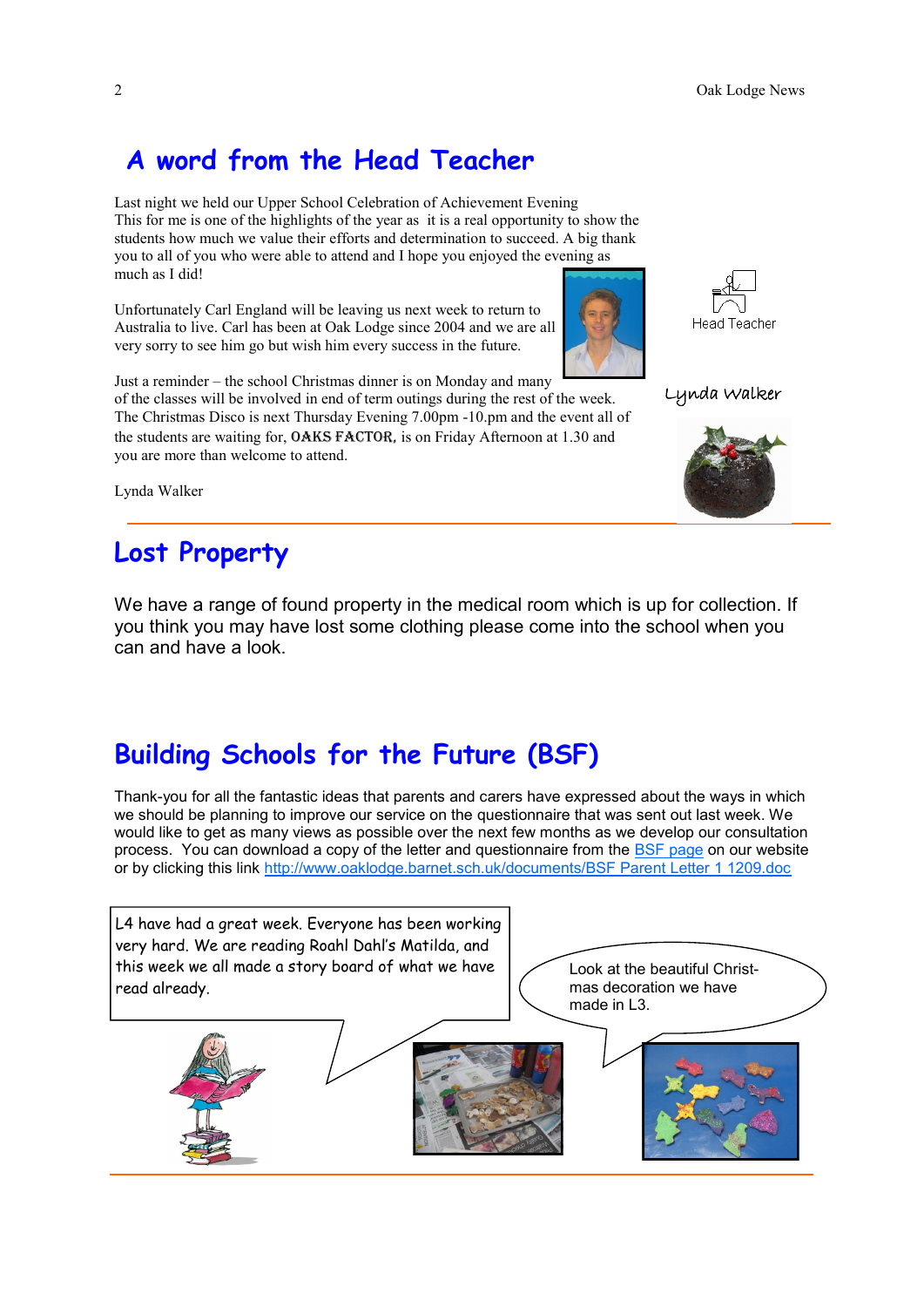# A word from the Head Teacher

Last night we held our Upper School Celebration of Achievement Evening
This for me is one of the highlights of the year as it is a real opportunity to show the students how much we value their efforts and determination to succeed. A big thank you to all of you who were able to attend and I hope you enjoyed the evening as much as I did!

Unfortunately Carl England will be leaving us next week to return to Australia to live. Carl has been at Oak Lodge since 2004 and we are all very sorry to see him go but wish him every success in the future.

Just a reminder – the school Christmas dinner is on Monday and many of the classes will be involved in end of term outings during the rest of the week. The Christmas Disco is next Thursday Evening 7.00pm -10.pm and the event all of the students are waiting for, **OAKS FACTOR**, is on Friday Afternoon at 1.30 and you are more than welcome to attend.

Lynda Walker

Head Teacher

Lynda Walker

# Lost Property

We have a range of found property in the medical room which is up for collection. If you think you may have lost some clothing please come into the school when you can and have a look.

# Building Schools for the Future (BSF)

Thank-you for all the fantastic ideas that parents and carers have expressed about the ways in which we should be planning to improve our service on the questionnaire that was sent out last week. We would like to get as many views as possible over the next few months as we develop our consultation process. You can download a copy of the letter and questionnaire from the [BSF page](http://www.oaklodge.barnet.sch.uk) on our website or by clicking this link [http://www.oaklodge.barnet.sch.uk/documents/BSF Parent Letter 1 1209.doc](http://www.oaklodge.barnet.sch.uk/documents/BSF%20Parent%20Letter%201%201209.doc)

L4 have had a great week. Everyone has been working very hard. We are reading Roahl Dahl's Matilda, and this week we all made a story board of what we have read already.

Look at the beautiful Christmas decoration we have made in L3.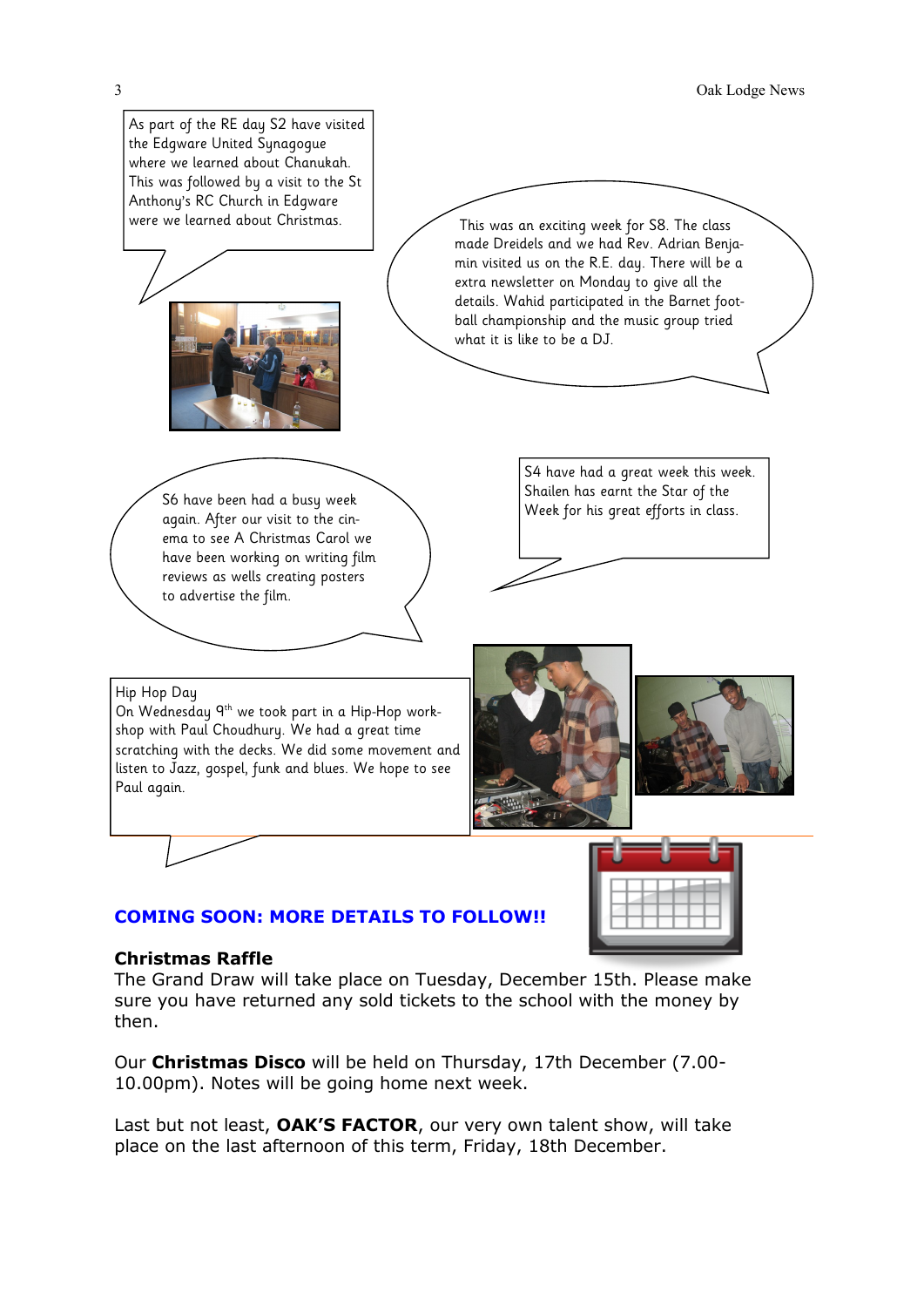As part of the RE day S2 have visited the Edgware United Synagogue where we learned about Chanukah. This was followed by a visit to the St Anthony's RC Church in Edgware were we learned about Christmas.

This was an exciting week for S8. The class made Dreidels and we had Rev. Adrian Benjamin visited us on the R.E. day. There will be a extra newsletter on Monday to give all the details. Wahid participated in the Barnet football championship and the music group tried what it is like to be a DJ.

S6 have been had a busy week again. After our visit to the cinema to see A Christmas Carol we have been working on writing film reviews as wells creating posters to advertise the film.

S4 have had a great week this week. Shailen has earnt the Star of the Week for his great efforts in class.

Hip Hop Day

On Wednesday 9th we took part in a Hip-Hop workshop with Paul Choudhury. We had a great time scratching with the decks. We did some movement and listen to Jazz, gospel, funk and blues. We hope to see Paul again.

## COMING SOON: MORE DETAILS TO FOLLOW!!

**Christmas Raffle**

The Grand Draw will take place on Tuesday, December 15th. Please make sure you have returned any sold tickets to the school with the money by then.

Our **Christmas Disco** will be held on Thursday, 17th December (7.00-10.00pm). Notes will be going home next week.

Last but not least, **OAK'S FACTOR**, our very own talent show, will take place on the last afternoon of this term, Friday, 18th December.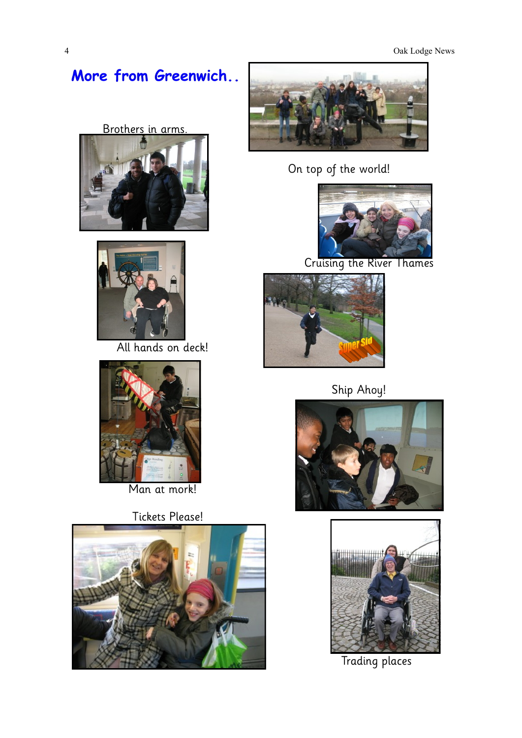# More from Greenwich..

Brothers in arms.

All hands on deck!

Man at mork!

Tickets Please!

On top of the world!

Cruising the River Thames

Ship Ahoy!

Trading places